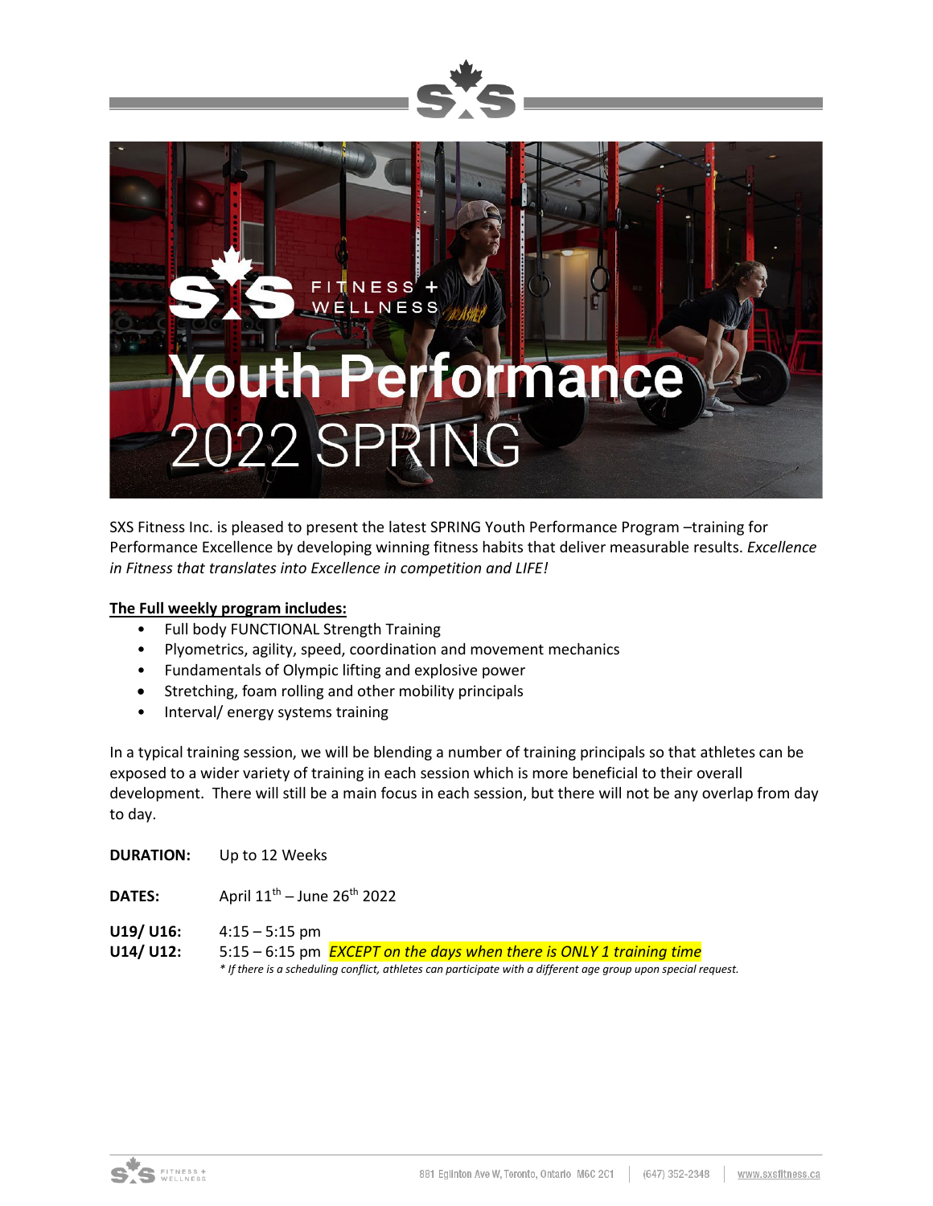# Youth Performance

## 2022 SPRING

SXS Fitness Inc. is pleased to present the latest SPRING Youth Performance Program –training for Performance Excellence by developing winning fitness habits that deliver measurable results. *Excellence in Fitness that translates into Excellence in competition and LIFE!*

**The Full weekly program includes:**

- Full body FUNCTIONAL Strength Training
- Plyometrics, agility, speed, coordination and movement mechanics
- Fundamentals of Olympic lifting and explosive power
- Stretching, foam rolling and other mobility principals
- Interval/ energy systems training

In a typical training session, we will be blending a number of training principals so that athletes can be exposed to a wider variety of training in each session which is more beneficial to their overall development. There will still be a main focus in each session, but there will not be any overlap from day to day.

**DURATION:** Up to 12 Weeks

**DATES:** April 11th – June 26th 2022

**U19/ U16:** 4:15 – 5:15 pm
**U14/ U12:** 5:15 – 6:15 pm *EXCEPT on the days when there is ONLY 1 training time*

*\* If there is a scheduling conflict, athletes can participate with a different age group upon special request.*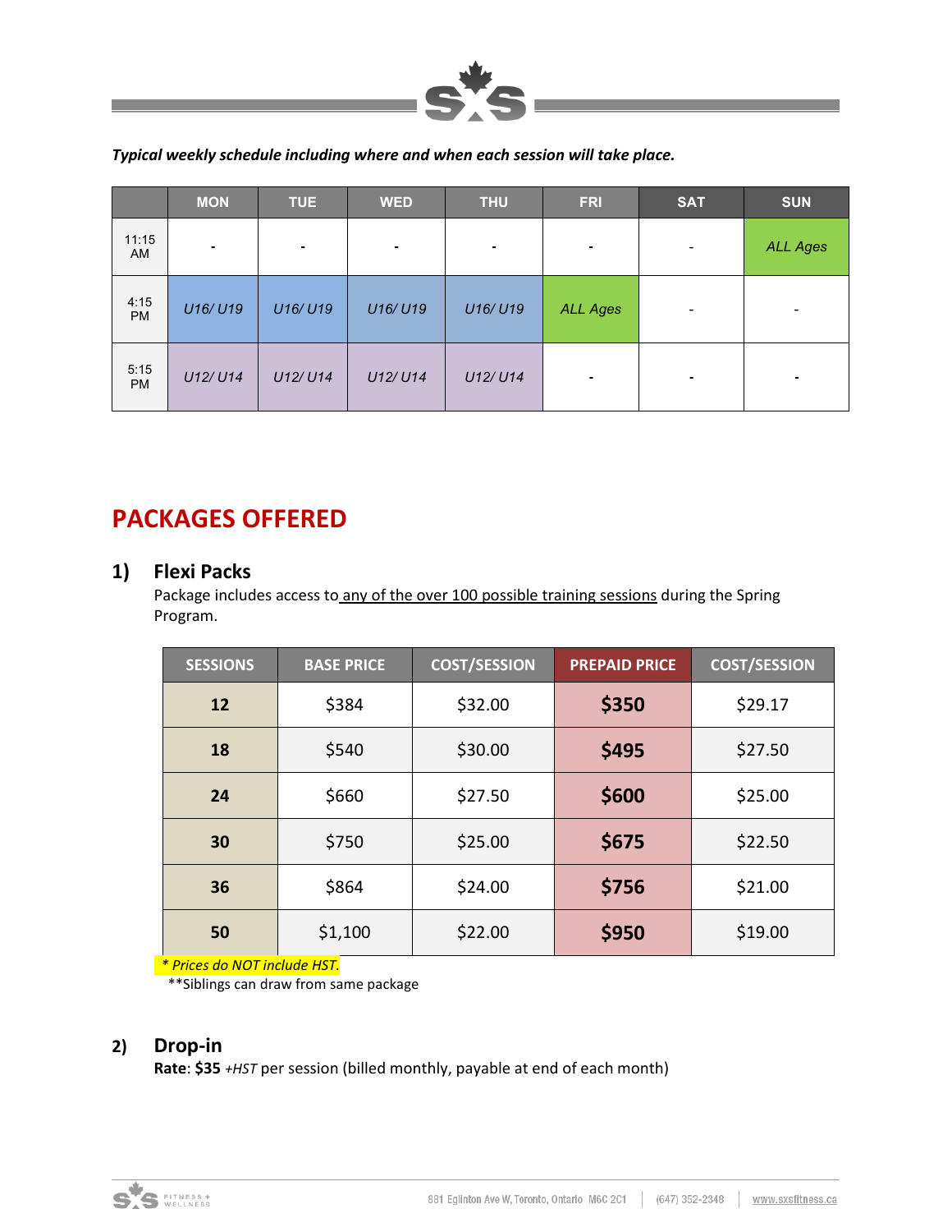***Typical weekly schedule including where and when each session will take place.***

| | MON | TUE | WED | THU | FRI | SAT | SUN |
|---|---|---|---|---|---|---|---|
| 11:15 AM | - | - | - | - | - | - | *ALL Ages* |
| 4:15 PM | *U16/ U19* | *U16/ U19* | *U16/ U19* | *U16/ U19* | *ALL Ages* | - | - |
| 5:15 PM | *U12/ U14* | *U12/ U14* | *U12/ U14* | *U12/ U14* | - | - | - |

# PACKAGES OFFERED

## 1) Flexi Packs

Package includes access to any of the over 100 possible training sessions during the Spring Program.

| SESSIONS | BASE PRICE | COST/SESSION | PREPAID PRICE | COST/SESSION |
|---|---|---|---|---|
| **12** | $384 | $32.00 | **$350** | $29.17 |
| **18** | $540 | $30.00 | **$495** | $27.50 |
| **24** | $660 | $27.50 | **$600** | $25.00 |
| **30** | $750 | $25.00 | **$675** | $22.50 |
| **36** | $864 | $24.00 | **$756** | $21.00 |
| **50** | $1,100 | $22.00 | **$950** | $19.00 |

*\* Prices do NOT include HST.*

**Siblings can draw from same package

## 2) Drop-in

**Rate**: **$35** *+HST* per session (billed monthly, payable at end of each month)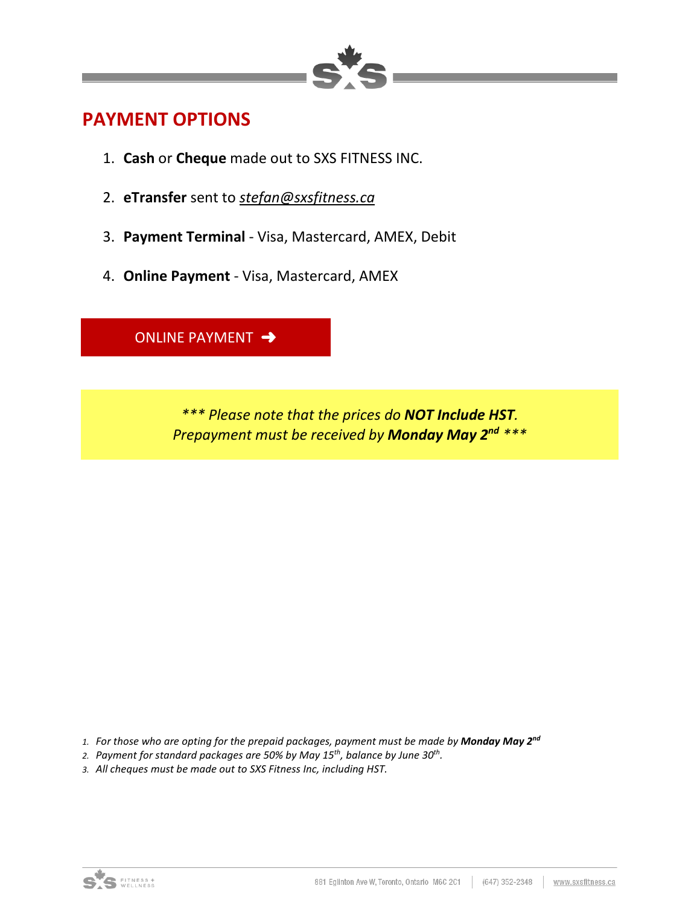## PAYMENT OPTIONS

1. **Cash** or **Cheque** made out to SXS FITNESS INC.
2. **eTransfer** sent to *stefan@sxsfitness.ca*
3. **Payment Terminal** - Visa, Mastercard, AMEX, Debit
4. **Online Payment** - Visa, Mastercard, AMEX

ONLINE PAYMENT ➜

*\*\*\* Please note that the prices do* ***NOT Include HST****.*
*Prepayment must be received by* ***Monday May 2nd*** *\*\*\**

1. *For those who are opting for the prepaid packages, payment must be made by* ***Monday May 2nd***
2. *Payment for standard packages are 50% by May 15th, balance by June 30th.*
3. *All cheques must be made out to SXS Fitness Inc, including HST.*